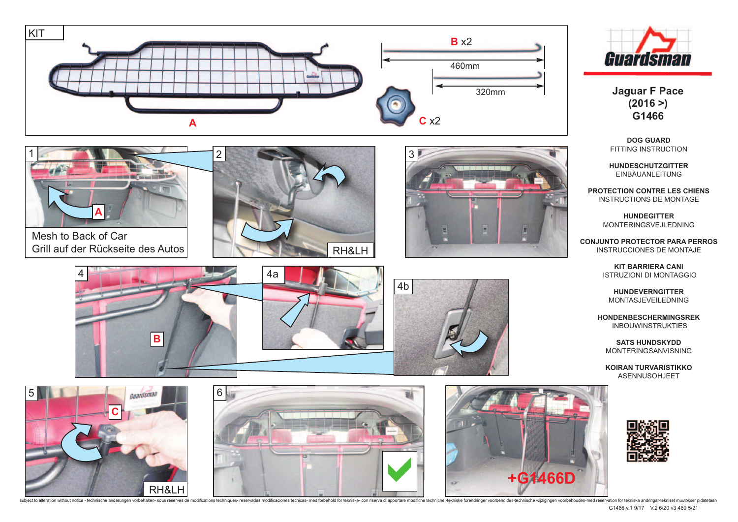KIT

**B** x2

460mm

320mm

**C** x2

**A**

**Guardsman**

## Jaguar F Pace
## (2016 >)
## G1466

**DOG GUARD**
FITTING INSTRUCTION

**HUNDESCHUTZGITTER**
EINBAUANLEITUNG

**PROTECTION CONTRE LES CHIENS**
INSTRUCTIONS DE MONTAGE

**HUNDEGITTER**
MONTERINGSVEJLEDNING

**CONJUNTO PROTECTOR PARA PERROS**
INSTRUCCIONES DE MONTAJE

**KIT BARRIERA CANI**
ISTRUZIONI DI MONTAGGIO

**HUNDEVERNGITTER**
MONTASJEVEILEDNING

**HONDENBESCHERMINGSREK**
INBOUWINSTRUKTIES

**SATS HUNDSKYDD**
MONTERINGSANVISNING

**KOIRAN TURVARISTIKKO**
ASENNUSOHJEET

1 — A

Mesh to Back of Car
Grill auf der Rückseite des Autos

2 — RH&LH

3

4 — B

4a

4b

5 — C — RH&LH

6

+G1466D

subject to alteration without notice - technische anderungen vorbehalten- sous reserves de modifications techniques- reservadas modificaciones tecnicas- med forbehold for tekniske- con riserva di apportare modifiche techniche -tekniske forendringer voorbeholdes-technische wijzigingen voorbehouden-med reservation for tekniska andringar-tekniset muutokser pidatetaan

G1466 v.1 9/17 V.2 6/20 v3 460 5/21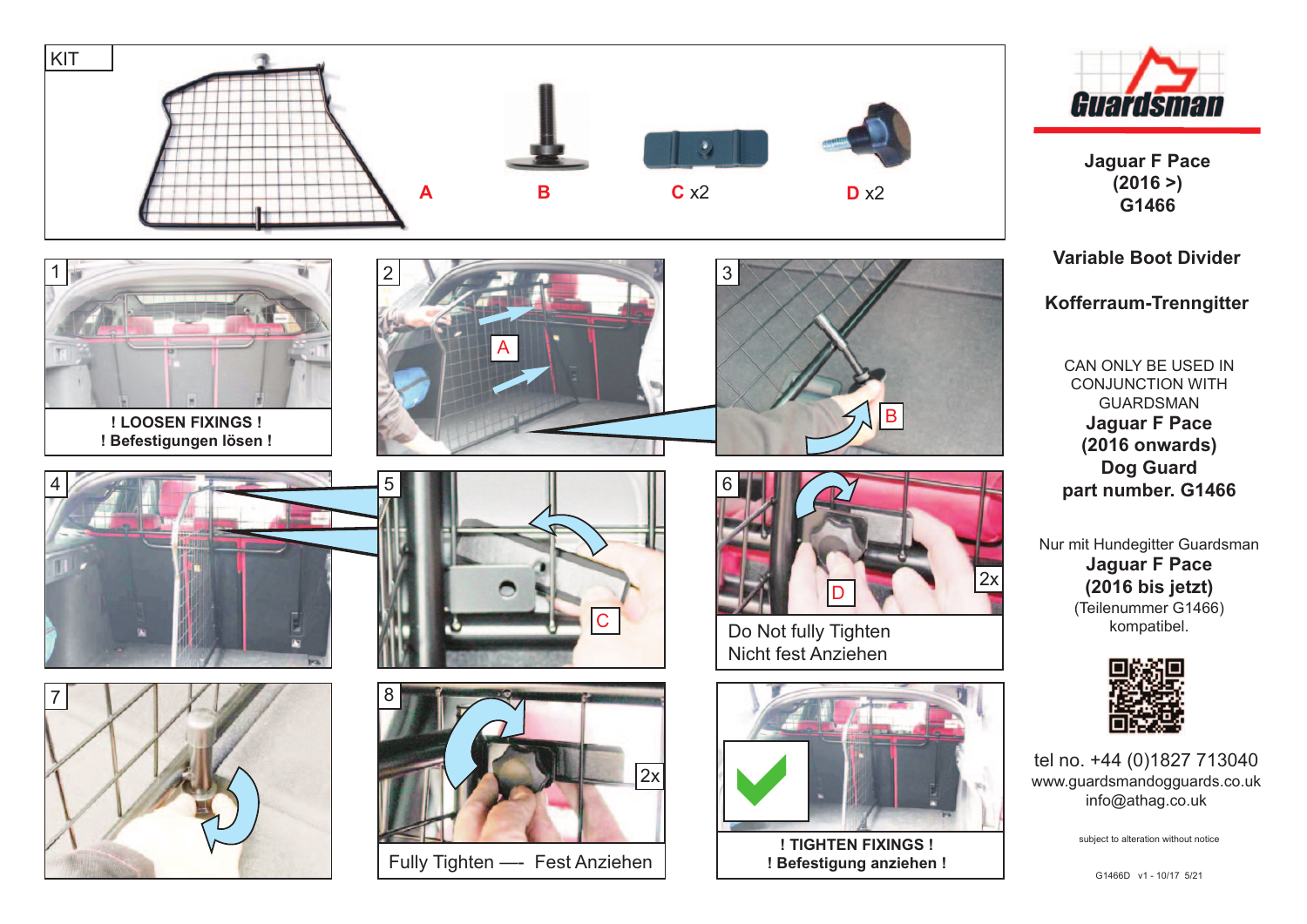KIT

A

B

C x2

D x2

1

! LOOSEN FIXINGS !
! Befestigungen lösen !

2

A

3

B

4

5

C

6

D

2x

Do Not fully Tighten
Nicht fest Anziehen

7

8

2x

Fully Tighten —- Fest Anziehen

! TIGHTEN FIXINGS !
! Befestigung anziehen !

Guardsman

**Jaguar F Pace**
**(2016 >)**
**G1466**

**Variable Boot Divider**

**Kofferraum-Trenngitter**

CAN ONLY BE USED IN CONJUNCTION WITH GUARDSMAN
**Jaguar F Pace**
**(2016 onwards)**
**Dog Guard**
**part number. G1466**

Nur mit Hundegitter Guardsman
**Jaguar F Pace**
**(2016 bis jetzt)**
(Teilenummer G1466)
kompatibel.

tel no. +44 (0)1827 713040
www.guardsmandogguards.co.uk
info@athag.co.uk

subject to alteration without notice

G1466D v1 - 10/17 5/21